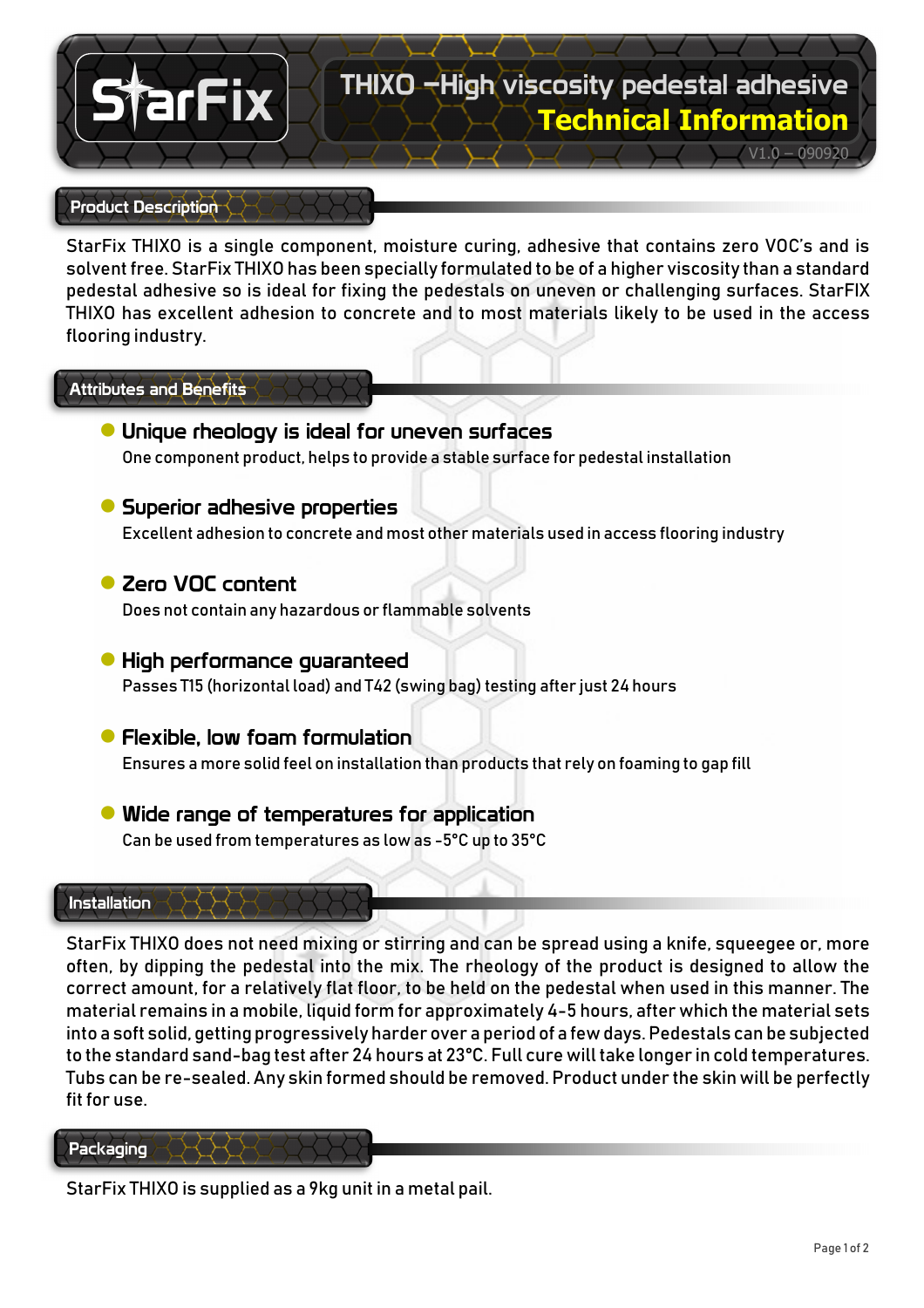# StarFix

# THIXO –High viscosity pedestal adhesive

## Technical Information

V1.0 – 090920

## Product Description

StarFix THIXO is a single component, moisture curing, adhesive that contains zero VOC's and is solvent free. StarFix THIXO has been specially formulated to be of a higher viscosity than a standard pedestal adhesive so is ideal for fixing the pedestals on uneven or challenging surfaces. StarFIX THIXO has excellent adhesion to concrete and to most materials likely to be used in the access flooring industry.

## Attributes and Benefits

- **Unique rheology is ideal for uneven surfaces**
  One component product, helps to provide a stable surface for pedestal installation

- **Superior adhesive properties**
  Excellent adhesion to concrete and most other materials used in access flooring industry

- **Zero VOC content**
  Does not contain any hazardous or flammable solvents

- **High performance guaranteed**
  Passes T15 (horizontal load) and T42 (swing bag) testing after just 24 hours

- **Flexible, low foam formulation**
  Ensures a more solid feel on installation than products that rely on foaming to gap fill

- **Wide range of temperatures for application**
  Can be used from temperatures as low as -5°C up to 35°C

## Installation

StarFix THIXO does not need mixing or stirring and can be spread using a knife, squeegee or, more often, by dipping the pedestal into the mix. The rheology of the product is designed to allow the correct amount, for a relatively flat floor, to be held on the pedestal when used in this manner. The material remains in a mobile, liquid form for approximately 4-5 hours, after which the material sets into a soft solid, getting progressively harder over a period of a few days. Pedestals can be subjected to the standard sand-bag test after 24 hours at 23°C. Full cure will take longer in cold temperatures. Tubs can be re-sealed. Any skin formed should be removed. Product under the skin will be perfectly fit for use.

## Packaging

StarFix THIXO is supplied as a 9kg unit in a metal pail.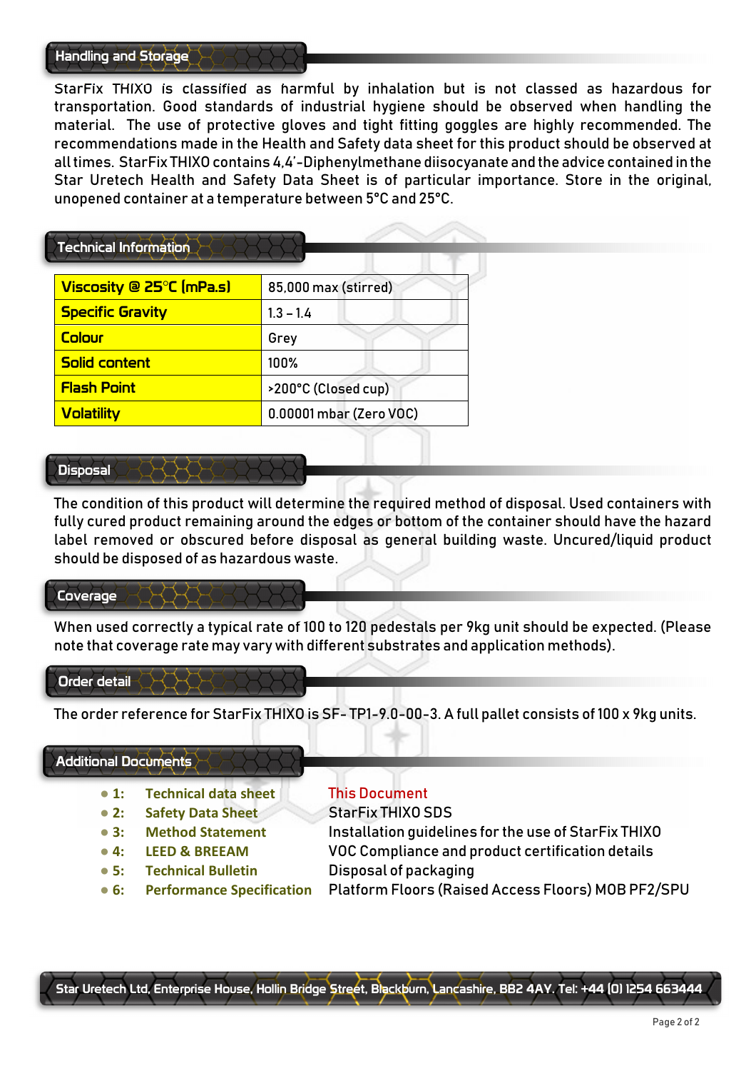## Handling and Storage

StarFix THIXO is classified as harmful by inhalation but is not classed as hazardous for transportation. Good standards of industrial hygiene should be observed when handling the material. The use of protective gloves and tight fitting goggles are highly recommended. The recommendations made in the Health and Safety data sheet for this product should be observed at all times. StarFix THIXO contains 4,4'-Diphenylmethane diisocyanate and the advice contained in the Star Uretech Health and Safety Data Sheet is of particular importance. Store in the original, unopened container at a temperature between 5°C and 25°C.

## Technical Information

| | |
|---|---|
| **Viscosity @ 25°C (mPa.s)** | 85,000 max (stirred) |
| **Specific Gravity** | 1.3 – 1.4 |
| **Colour** | Grey |
| **Solid content** | 100% |
| **Flash Point** | >200°C (Closed cup) |
| **Volatility** | 0.00001 mbar (Zero VOC) |

## Disposal

The condition of this product will determine the required method of disposal. Used containers with fully cured product remaining around the edges or bottom of the container should have the hazard label removed or obscured before disposal as general building waste. Uncured/liquid product should be disposed of as hazardous waste.

## Coverage

When used correctly a typical rate of 100 to 120 pedestals per 9kg unit should be expected. (Please note that coverage rate may vary with different substrates and application methods).

## Order detail

The order reference for StarFix THIXO is SF- TP1-9.0-00-3. A full pallet consists of 100 x 9kg units.

## Additional Documents

- **1: Technical data sheet** — This Document
- **2: Safety Data Sheet** — StarFix THIXO SDS
- **3: Method Statement** — Installation guidelines for the use of StarFix THIXO
- **4: LEED & BREEAM** — VOC Compliance and product certification details
- **5: Technical Bulletin** — Disposal of packaging
- **6: Performance Specification** — Platform Floors (Raised Access Floors) MOB PF2/SPU

Star Uretech Ltd, Enterprise House, Hollin Bridge Street, Blackburn, Lancashire, BB2 4AY. Tel: +44 (0) 1254 663444